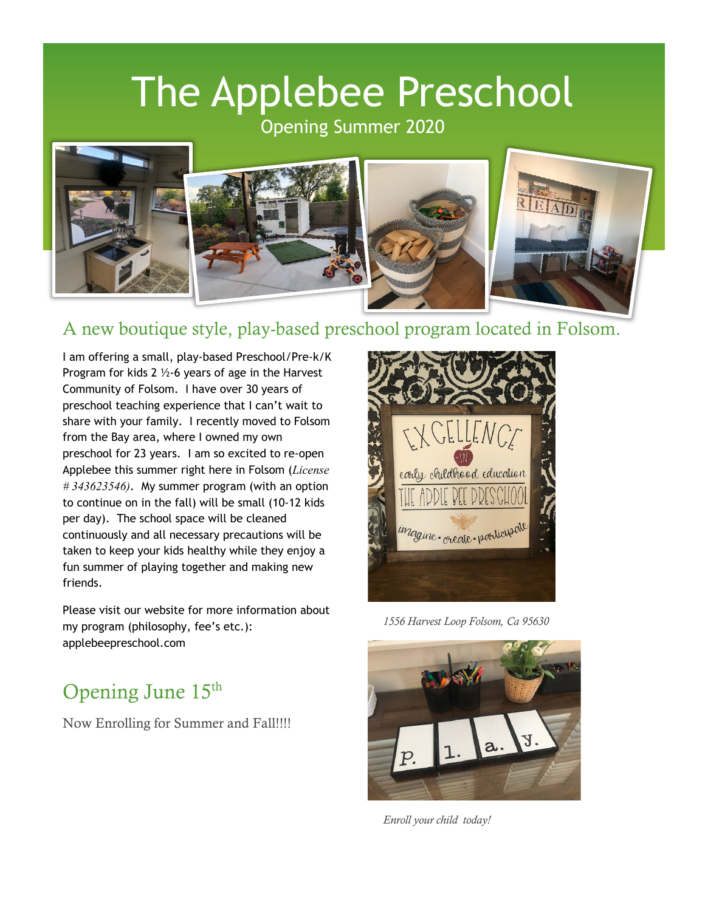# The Applebee Preschool

Opening Summer 2020

## A new boutique style, play-based preschool program located in Folsom.

I am offering a small, play-based Preschool/Pre-k/K Program for kids 2 ½-6 years of age in the Harvest Community of Folsom. I have over 30 years of preschool teaching experience that I can't wait to share with your family. I recently moved to Folsom from the Bay area, where I owned my own preschool for 23 years. I am so excited to re-open Applebee this summer right here in Folsom (*License # 343623546)*. My summer program (with an option to continue on in the fall) will be small (10-12 kids per day). The school space will be cleaned continuously and all necessary precautions will be taken to keep your kids healthy while they enjoy a fun summer of playing together and making new friends.

Please visit our website for more information about my program (philosophy, fee's etc.): applebeepreschool.com

*1556 Harvest Loop Folsom, Ca 95630*

## Opening June 15th

Now Enrolling for Summer and Fall!!!!

*Enroll your child today!*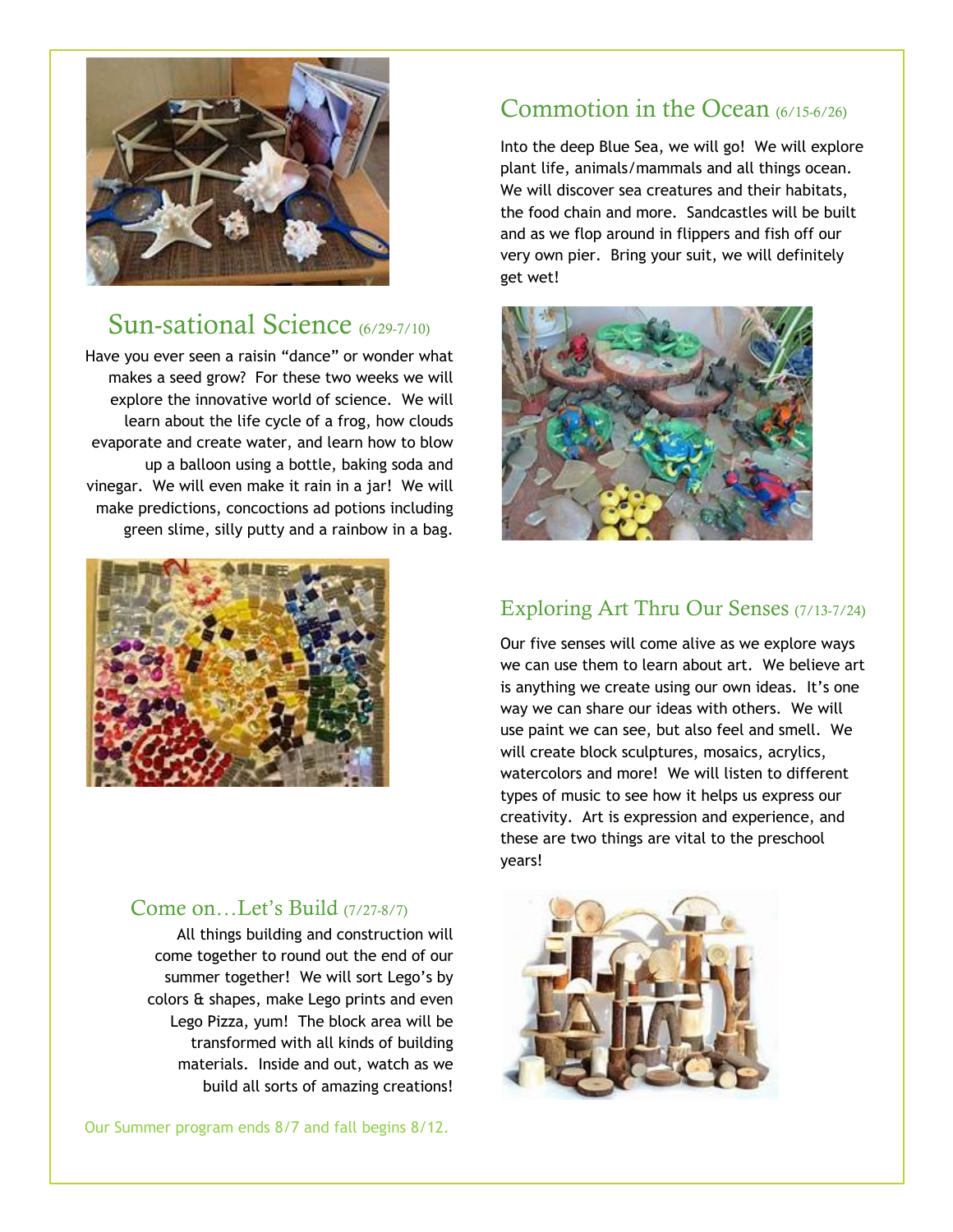## Commotion in the Ocean (6/15-6/26)

Into the deep Blue Sea, we will go! We will explore plant life, animals/mammals and all things ocean. We will discover sea creatures and their habitats, the food chain and more. Sandcastles will be built and as we flop around in flippers and fish off our very own pier. Bring your suit, we will definitely get wet!

## Sun-sational Science (6/29-7/10)

Have you ever seen a raisin "dance" or wonder what makes a seed grow? For these two weeks we will explore the innovative world of science. We will learn about the life cycle of a frog, how clouds evaporate and create water, and learn how to blow up a balloon using a bottle, baking soda and vinegar. We will even make it rain in a jar! We will make predictions, concoctions ad potions including green slime, silly putty and a rainbow in a bag.

## Exploring Art Thru Our Senses (7/13-7/24)

Our five senses will come alive as we explore ways we can use them to learn about art. We believe art is anything we create using our own ideas. It's one way we can share our ideas with others. We will use paint we can see, but also feel and smell. We will create block sculptures, mosaics, acrylics, watercolors and more! We will listen to different types of music to see how it helps us express our creativity. Art is expression and experience, and these are two things are vital to the preschool years!

## Come on…Let's Build (7/27-8/7)

All things building and construction will come together to round out the end of our summer together! We will sort Lego's by colors & shapes, make Lego prints and even Lego Pizza, yum! The block area will be transformed with all kinds of building materials. Inside and out, watch as we build all sorts of amazing creations!

Our Summer program ends 8/7 and fall begins 8/12.